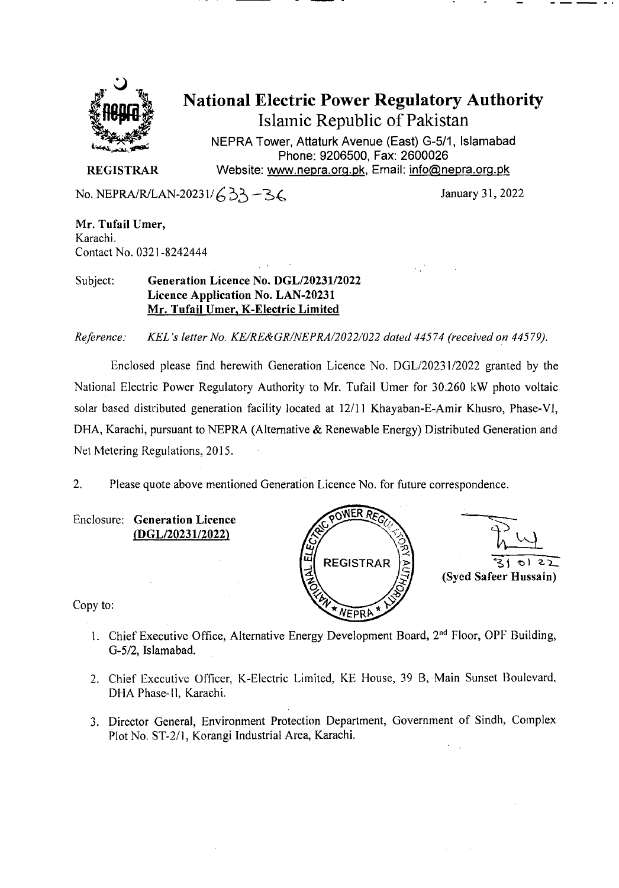# National Electric Power Regulatory Authority

Islamic Republic of Pakistan

NEPRA Tower, Attaturk Avenue (East) G-5/1, Islamabad
Phone: 9206500, Fax: 2600026
Website: www.nepra.org.pk, Email: info@nepra.org.pk

**REGISTRAR**

No. NEPRA/R/LAN-20231/633-36 January 31, 2022

**Mr. Tufail Umer,**
Karachi.
Contact No. 0321-8242444

Subject: **Generation Licence No. DGL/20231/2022**
**Licence Application No. LAN-20231**
**Mr. Tufail Umer, K-Electric Limited**

*Reference: KEL's letter No. KE/RE&GR/NEPRA/2022/022 dated 44574 (received on 44579).*

Enclosed please find herewith Generation Licence No. DGL/20231/2022 granted by the National Electric Power Regulatory Authority to Mr. Tufail Umer for 30.260 kW photo voltaic solar based distributed generation facility located at 12/11 Khayaban-E-Amir Khusro, Phase-VI, DHA, Karachi, pursuant to NEPRA (Alternative & Renewable Energy) Distributed Generation and Net Metering Regulations, 2015.

2. Please quote above mentioned Generation Licence No. for future correspondence.

Enclosure: **Generation Licence (DGL/20231/2022)**

31 01 22
**(Syed Safeer Hussain)**

Copy to:

1. Chief Executive Office, Alternative Energy Development Board, 2nd Floor, OPF Building, G-5/2, Islamabad.
2. Chief Executive Officer, K-Electric Limited, KE House, 39 B, Main Sunset Boulevard, DHA Phase-II, Karachi.
3. Director General, Environment Protection Department, Government of Sindh, Complex Plot No. ST-2/1, Korangi Industrial Area, Karachi.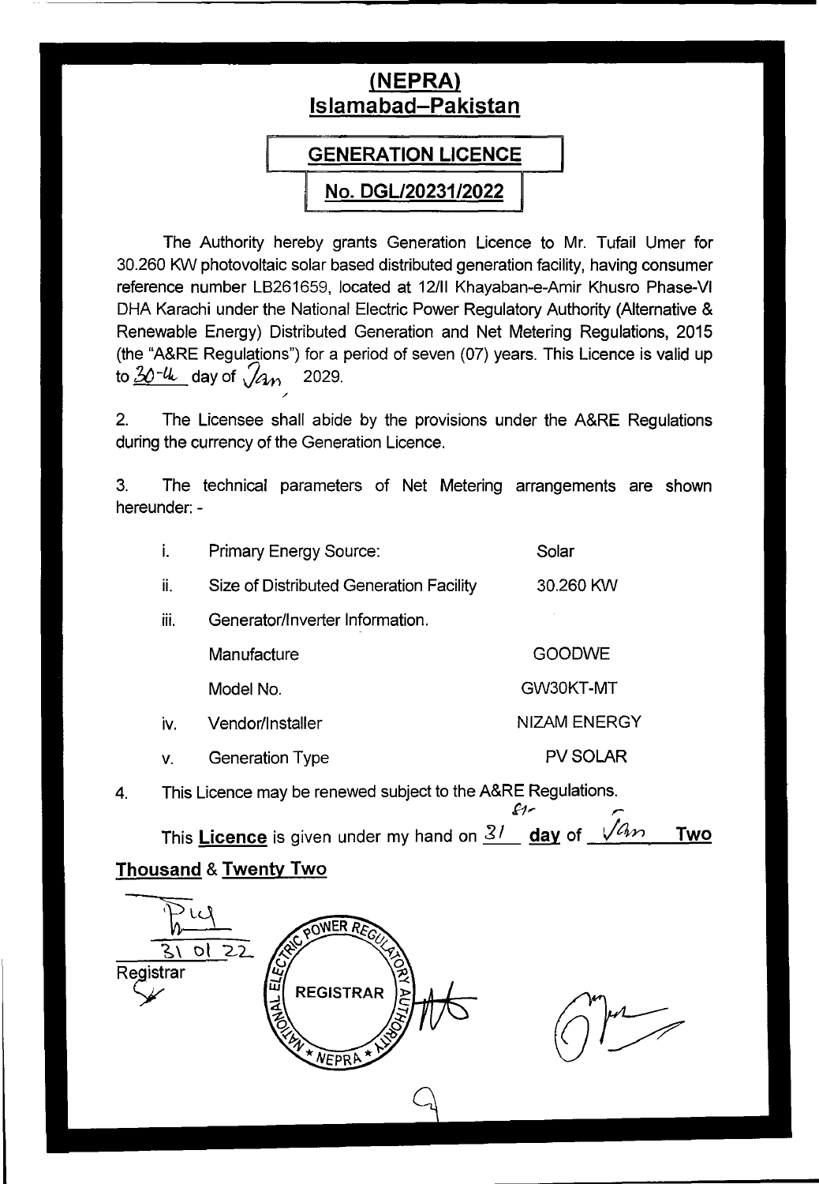# (NEPRA)
# Islamabad–Pakistan

## GENERATION LICENCE

## No. DGL/20231/2022

The Authority hereby grants Generation Licence to Mr. Tufail Umer for 30.260 KW photovoltaic solar based distributed generation facility, having consumer reference number LB261659, located at 12/II Khayaban-e-Amir Khusro Phase-VI DHA Karachi under the National Electric Power Regulatory Authority (Alternative & Renewable Energy) Distributed Generation and Net Metering Regulations, 2015 (the "A&RE Regulations") for a period of seven (07) years. This Licence is valid up to 30-th day of Jan 2029.

2. The Licensee shall abide by the provisions under the A&RE Regulations during the currency of the Generation Licence.

3. The technical parameters of Net Metering arrangements are shown hereunder: -

| | | |
|---|---|---|
| i. | Primary Energy Source: | Solar |
| ii. | Size of Distributed Generation Facility | 30.260 KW |
| iii. | Generator/Inverter Information. | |
| | Manufacture | GOODWE |
| | Model No. | GW30KT-MT |
| iv. | Vendor/Installer | NIZAM ENERGY |
| v. | Generation Type | PV SOLAR |

4. This Licence may be renewed subject to the A&RE Regulations.

This **Licence** is given under my hand on 31st **day** of Jan **Two Thousand** & **Twenty Two**

31 01 22
Registrar

REGISTRAR
NATIONAL ELECTRIC POWER REGULATORY AUTHORITY ★ NEPRA ★